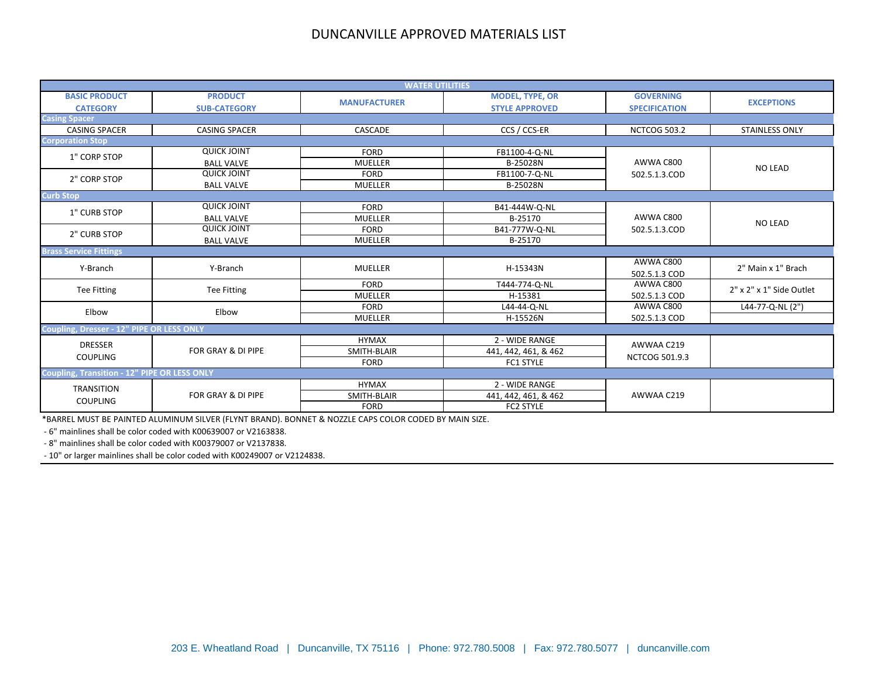# DUNCANVILLE APPROVED MATERIALS LIST

| BASIC PRODUCT CATEGORY | PRODUCT SUB-CATEGORY | MANUFACTURER | MODEL, TYPE, OR STYLE APPROVED | GOVERNING SPECIFICATION | EXCEPTIONS |
|---|---|---|---|---|---|
| **WATER UTILITIES** | | | | | |
| **Casing Spacer** | | | | | |
| CASING SPACER | CASING SPACER | CASCADE | CCS / CCS-ER | NCTCOG 503.2 | STAINLESS ONLY |
| **Corporation Stop** | | | | | |
| 1" CORP STOP | QUICK JOINT | FORD | FB1100-4-Q-NL | AWWA C800 502.5.1.3.COD | NO LEAD |
| | BALL VALVE | MUELLER | B-25028N | | |
| 2" CORP STOP | QUICK JOINT | FORD | FB1100-7-Q-NL | | |
| | BALL VALVE | MUELLER | B-25028N | | |
| **Curb Stop** | | | | | |
| 1" CURB STOP | QUICK JOINT | FORD | B41-444W-Q-NL | AWWA C800 502.5.1.3.COD | NO LEAD |
| | BALL VALVE | MUELLER | B-25170 | | |
| 2" CURB STOP | QUICK JOINT | FORD | B41-777W-Q-NL | | |
| | BALL VALVE | MUELLER | B-25170 | | |
| **Brass Service Fittings** | | | | | |
| Y-Branch | Y-Branch | MUELLER | H-15343N | AWWA C800 502.5.1.3 COD | 2" Main x 1" Brach |
| Tee Fitting | Tee Fitting | FORD | T444-774-Q-NL | AWWA C800 502.5.1.3 COD | 2" x 2" x 1" Side Outlet |
| | | MUELLER | H-15381 | | |
| Elbow | Elbow | FORD | L44-44-Q-NL | AWWA C800 502.5.1.3 COD | L44-77-Q-NL (2") |
| | | MUELLER | H-15526N | | |
| **Coupling, Dresser - 12" PIPE OR LESS ONLY** | | | | | |
| DRESSER COUPLING | FOR GRAY & DI PIPE | HYMAX | 2 - WIDE RANGE | AWWAA C219 NCTCOG 501.9.3 | |
| | | SMITH-BLAIR | 441, 442, 461, & 462 | | |
| | | FORD | FC1 STYLE | | |
| **Coupling, Transition - 12" PIPE OR LESS ONLY** | | | | | |
| TRANSITION COUPLING | FOR GRAY & DI PIPE | HYMAX | 2 - WIDE RANGE | AWWAA C219 | |
| | | SMITH-BLAIR | 441, 442, 461, & 462 | | |
| | | FORD | FC2 STYLE | | |

*BARREL MUST BE PAINTED ALUMINUM SILVER (FLYNT BRAND). BONNET & NOZZLE CAPS COLOR CODED BY MAIN SIZE.

- 6" mainlines shall be color coded with K00639007 or V2163838.
- 8" mainlines shall be color coded with K00379007 or V2137838.
- 10" or larger mainlines shall be color coded with K00249007 or V2124838.

203 E. Wheatland Road | Duncanville, TX 75116 | Phone: 972.780.5008 | Fax: 972.780.5077 | duncanville.com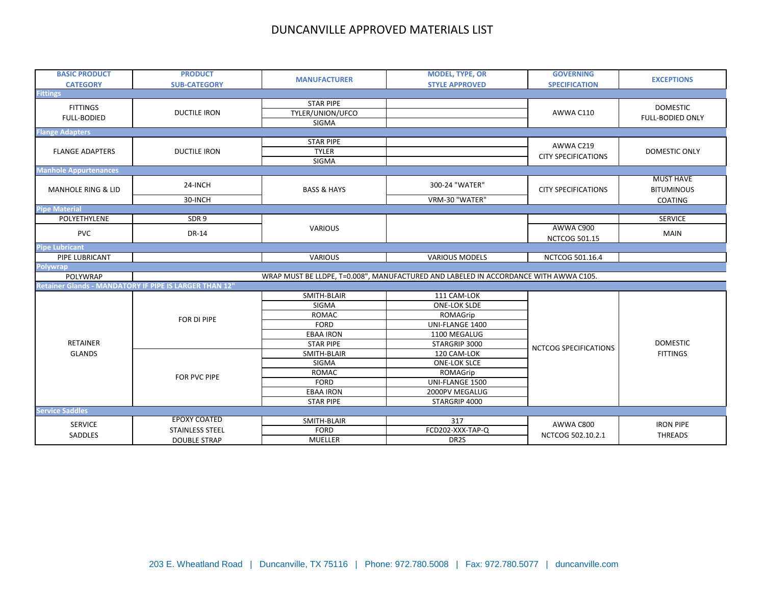# DUNCANVILLE APPROVED MATERIALS LIST

| BASIC PRODUCT CATEGORY | PRODUCT SUB-CATEGORY | MANUFACTURER | MODEL, TYPE, OR STYLE APPROVED | GOVERNING SPECIFICATION | EXCEPTIONS |
|---|---|---|---|---|---|
| **Fittings** | | | | | |
| FITTINGS FULL-BODIED | DUCTILE IRON | STAR PIPE | | AWWA C110 | DOMESTIC FULL-BODIED ONLY |
| | | TYLER/UNION/UFCO | | | |
| | | SIGMA | | | |
| **Flange Adapters** | | | | | |
| FLANGE ADAPTERS | DUCTILE IRON | STAR PIPE | | AWWA C219 CITY SPECIFICATIONS | DOMESTIC ONLY |
| | | TYLER | | | |
| | | SIGMA | | | |
| **Manhole Appurtenances** | | | | | |
| MANHOLE RING & LID | 24-INCH | BASS & HAYS | 300-24 "WATER" | CITY SPECIFICATIONS | MUST HAVE BITUMINOUS COATING |
| | 30-INCH | | VRM-30 "WATER" | | |
| **Pipe Material** | | | | | |
| POLYETHYLENE | SDR 9 | VARIOUS | | | SERVICE |
| PVC | DR-14 | | | AWWA C900 NCTCOG 501.15 | MAIN |
| **Pipe Lubricant** | | | | | |
| PIPE LUBRICANT | | VARIOUS | VARIOUS MODELS | NCTCOG 501.16.4 | |
| **Polywrap** | | | | | |
| POLYWRAP | | WRAP MUST BE LLDPE, T=0.008", MANUFACTURED AND LABELED IN ACCORDANCE WITH AWWA C105. | | | |
| **Retainer Glands - MANDATORY IF PIPE IS LARGER THAN 12"** | | | | | |
| RETAINER GLANDS | FOR DI PIPE | SMITH-BLAIR | 111 CAM-LOK | NCTCOG SPECIFICATIONS | DOMESTIC FITTINGS |
| | | SIGMA | ONE-LOK SLDE | | |
| | | ROMAC | ROMAGrip | | |
| | | FORD | UNI-FLANGE 1400 | | |
| | | EBAA IRON | 1100 MEGALUG | | |
| | | STAR PIPE | STARGRIP 3000 | | |
| | FOR PVC PIPE | SMITH-BLAIR | 120 CAM-LOK | | |
| | | SIGMA | ONE-LOK SLCE | | |
| | | ROMAC | ROMAGrip | | |
| | | FORD | UNI-FLANGE 1500 | | |
| | | EBAA IRON | 2000PV MEGALUG | | |
| | | STAR PIPE | STARGRIP 4000 | | |
| **Service Saddles** | | | | | |
| SERVICE SADDLES | EPOXY COATED STAINLESS STEEL DOUBLE STRAP | SMITH-BLAIR | 317 | AWWA C800 NCTCOG 502.10.2.1 | IRON PIPE THREADS |
| | | FORD | FCD202-XXX-TAP-Q | | |
| | | MUELLER | DR2S | | |

203 E. Wheatland Road | Duncanville, TX 75116 | Phone: 972.780.5008 | Fax: 972.780.5077 | duncanville.com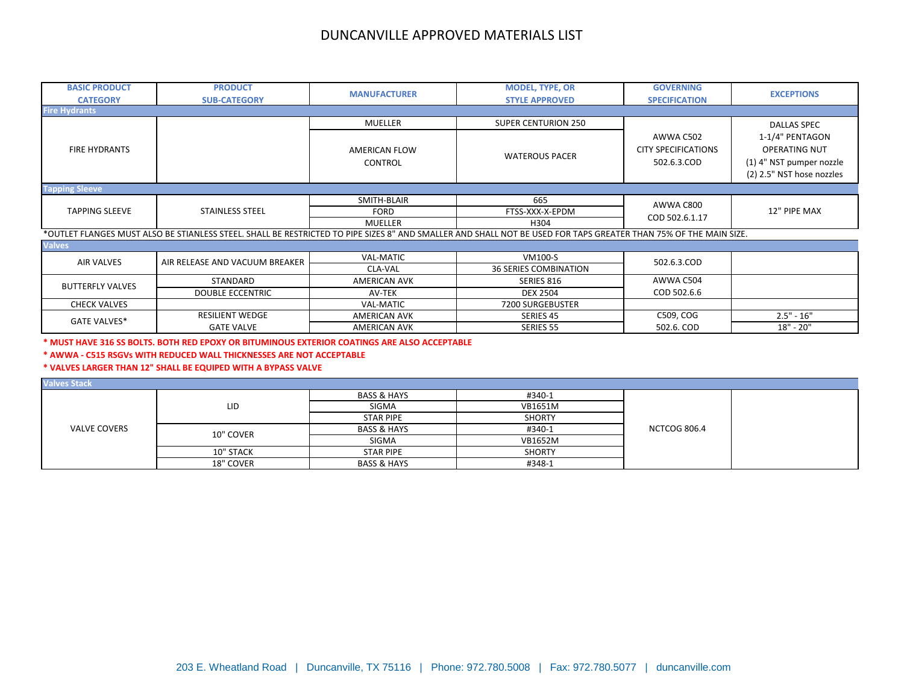# DUNCANVILLE APPROVED MATERIALS LIST

| BASIC PRODUCT CATEGORY | PRODUCT SUB-CATEGORY | MANUFACTURER | MODEL, TYPE, OR STYLE APPROVED | GOVERNING SPECIFICATION | EXCEPTIONS |
|---|---|---|---|---|---|
| **Fire Hydrants** | | | | | |
| FIRE HYDRANTS | | MUELLER | SUPER CENTURION 250 | AWWA C502 CITY SPECIFICATIONS 502.6.3.COD | DALLAS SPEC 1-1/4" PENTAGON OPERATING NUT (1) 4" NST pumper nozzle (2) 2.5" NST hose nozzles |
| | | AMERICAN FLOW CONTROL | WATEROUS PACER | | |
| **Tapping Sleeve** | | | | | |
| TAPPING SLEEVE | STAINLESS STEEL | SMITH-BLAIR | 665 | AWWA C800 COD 502.6.1.17 | 12" PIPE MAX |
| | | FORD | FTSS-XXX-X-EPDM | | |
| | | MUELLER | H304 | | |

*OUTLET FLANGES MUST ALSO BE STIANLESS STEEL. SHALL BE RESTRICTED TO PIPE SIZES 8" AND SMALLER AND SHALL NOT BE USED FOR TAPS GREATER THAN 75% OF THE MAIN SIZE.

| BASIC PRODUCT CATEGORY | PRODUCT SUB-CATEGORY | MANUFACTURER | MODEL, TYPE, OR STYLE APPROVED | GOVERNING SPECIFICATION | EXCEPTIONS |
|---|---|---|---|---|---|
| **Valves** | | | | | |
| AIR VALVES | AIR RELEASE AND VACUUM BREAKER | VAL-MATIC | VM100-S | 502.6.3.COD | |
| | | CLA-VAL | 36 SERIES COMBINATION | | |
| BUTTERFLY VALVES | STANDARD | AMERICAN AVK | SERIES 816 | AWWA C504 COD 502.6.6 | |
| | DOUBLE ECCENTRIC | AV-TEK | DEX 2504 | | |
| CHECK VALVES | | VAL-MATIC | 7200 SURGEBUSTER | | |
| GATE VALVES* | RESILIENT WEDGE GATE VALVE | AMERICAN AVK | SERIES 45 | C509, COG 502.6. COD | 2.5" - 16" |
| | | AMERICAN AVK | SERIES 55 | | 18" - 20" |

**\* MUST HAVE 316 SS BOLTS. BOTH RED EPOXY OR BITUMINOUS EXTERIOR COATINGS ARE ALSO ACCEPTABLE**

**\* AWWA - C515 RSGVs WITH REDUCED WALL THICKNESSES ARE NOT ACCEPTABLE**

**\* VALVES LARGER THAN 12" SHALL BE EQUIPED WITH A BYPASS VALVE**

| BASIC PRODUCT CATEGORY | PRODUCT SUB-CATEGORY | MANUFACTURER | MODEL, TYPE, OR STYLE APPROVED | GOVERNING SPECIFICATION | EXCEPTIONS |
|---|---|---|---|---|---|
| **Valves Stack** | | | | | |
| VALVE COVERS | LID | BASS & HAYS | #340-1 | NCTCOG 806.4 | |
| | | SIGMA | VB1651M | | |
| | | STAR PIPE | SHORTY | | |
| | 10" COVER | BASS & HAYS | #340-1 | | |
| | | SIGMA | VB1652M | | |
| | 10" STACK | STAR PIPE | SHORTY | | |
| | 18" COVER | BASS & HAYS | #348-1 | | |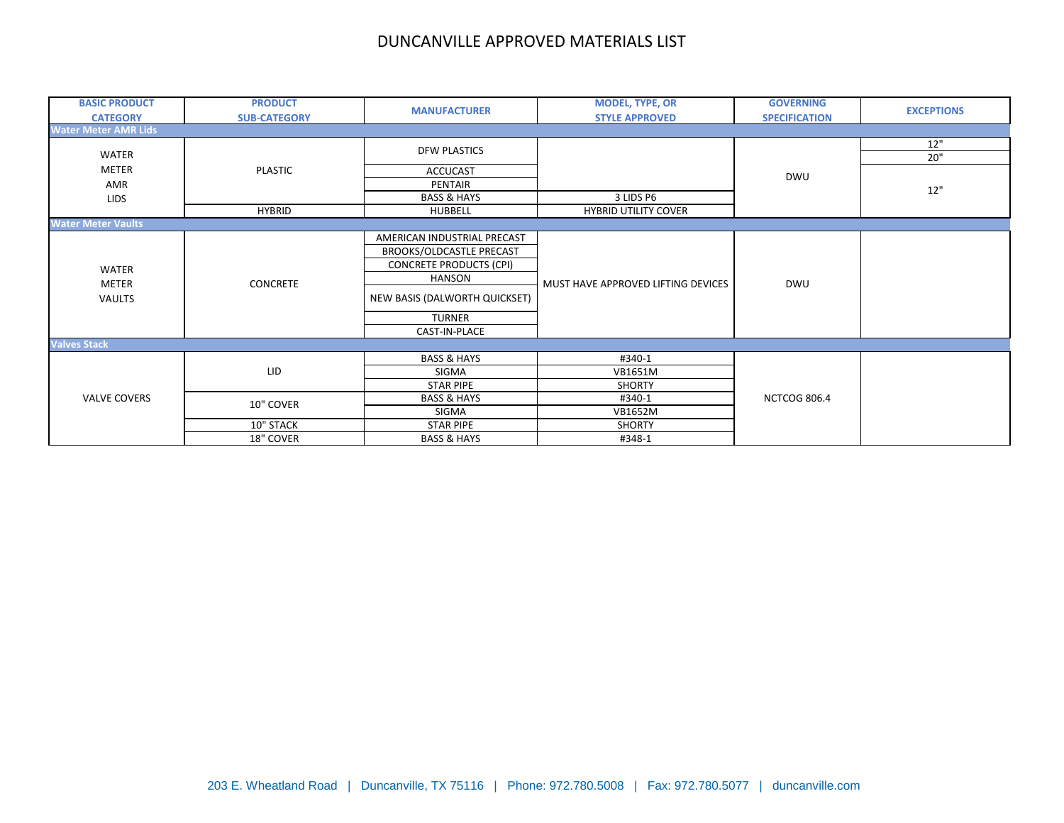# DUNCANVILLE APPROVED MATERIALS LIST

| BASIC PRODUCT CATEGORY | PRODUCT SUB-CATEGORY | MANUFACTURER | MODEL, TYPE, OR STYLE APPROVED | GOVERNING SPECIFICATION | EXCEPTIONS |
|---|---|---|---|---|---|
| **Water Meter AMR Lids** | | | | | |
| WATER METER AMR LIDS | PLASTIC | DFW PLASTICS | | DWU | 12" |
| | | | | | 20" |
| | | ACCUCAST | | | 12" |
| | | PENTAIR | | | |
| | | BASS & HAYS | 3 LIDS P6 | | |
| | HYBRID | HUBBELL | HYBRID UTILITY COVER | | |
| **Water Meter Vaults** | | | | | |
| WATER METER VAULTS | CONCRETE | AMERICAN INDUSTRIAL PRECAST | MUST HAVE APPROVED LIFTING DEVICES | DWU | |
| | | BROOKS/OLDCASTLE PRECAST | | | |
| | | CONCRETE PRODUCTS (CPI) | | | |
| | | HANSON | | | |
| | | NEW BASIS (DALWORTH QUICKSET) | | | |
| | | TURNER | | | |
| | | CAST-IN-PLACE | | | |
| **Valves Stack** | | | | | |
| VALVE COVERS | LID | BASS & HAYS | #340-1 | NCTCOG 806.4 | |
| | | SIGMA | VB1651M | | |
| | | STAR PIPE | SHORTY | | |
| | 10" COVER | BASS & HAYS | #340-1 | | |
| | | SIGMA | VB1652M | | |
| | 10" STACK | STAR PIPE | SHORTY | | |
| | 18" COVER | BASS & HAYS | #348-1 | | |

203 E. Wheatland Road | Duncanville, TX 75116 | Phone: 972.780.5008 | Fax: 972.780.5077 | duncanville.com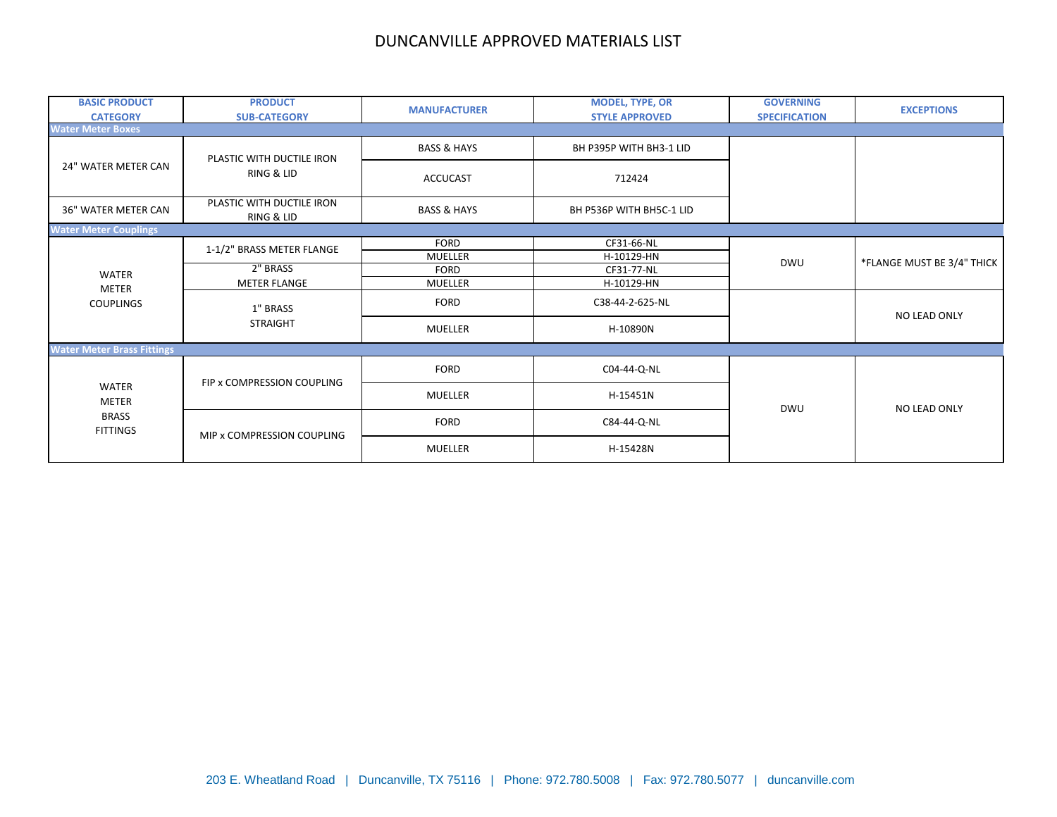# DUNCANVILLE APPROVED MATERIALS LIST

| BASIC PRODUCT CATEGORY | PRODUCT SUB-CATEGORY | MANUFACTURER | MODEL, TYPE, OR STYLE APPROVED | GOVERNING SPECIFICATION | EXCEPTIONS |
|---|---|---|---|---|---|
| **Water Meter Boxes** | | | | | |
| 24" WATER METER CAN | PLASTIC WITH DUCTILE IRON RING & LID | BASS & HAYS | BH P395P WITH BH3-1 LID | | |
| | | ACCUCAST | 712424 | | |
| 36" WATER METER CAN | PLASTIC WITH DUCTILE IRON RING & LID | BASS & HAYS | BH P536P WITH BH5C-1 LID | | |
| **Water Meter Couplings** | | | | | |
| WATER METER COUPLINGS | 1-1/2" BRASS METER FLANGE | FORD | CF31-66-NL | DWU | *FLANGE MUST BE 3/4" THICK |
| | | MUELLER | H-10129-HN | | |
| | 2" BRASS METER FLANGE | FORD | CF31-77-NL | | |
| | | MUELLER | H-10129-HN | | |
| | 1" BRASS STRAIGHT | FORD | C38-44-2-625-NL | | NO LEAD ONLY |
| | | MUELLER | H-10890N | | |
| **Water Meter Brass Fittings** | | | | | |
| WATER METER BRASS FITTINGS | FIP x COMPRESSION COUPLING | FORD | C04-44-Q-NL | DWU | NO LEAD ONLY |
| | | MUELLER | H-15451N | | |
| | MIP x COMPRESSION COUPLING | FORD | C84-44-Q-NL | | |
| | | MUELLER | H-15428N | | |

203 E. Wheatland Road | Duncanville, TX 75116 | Phone: 972.780.5008 | Fax: 972.780.5077 | duncanville.com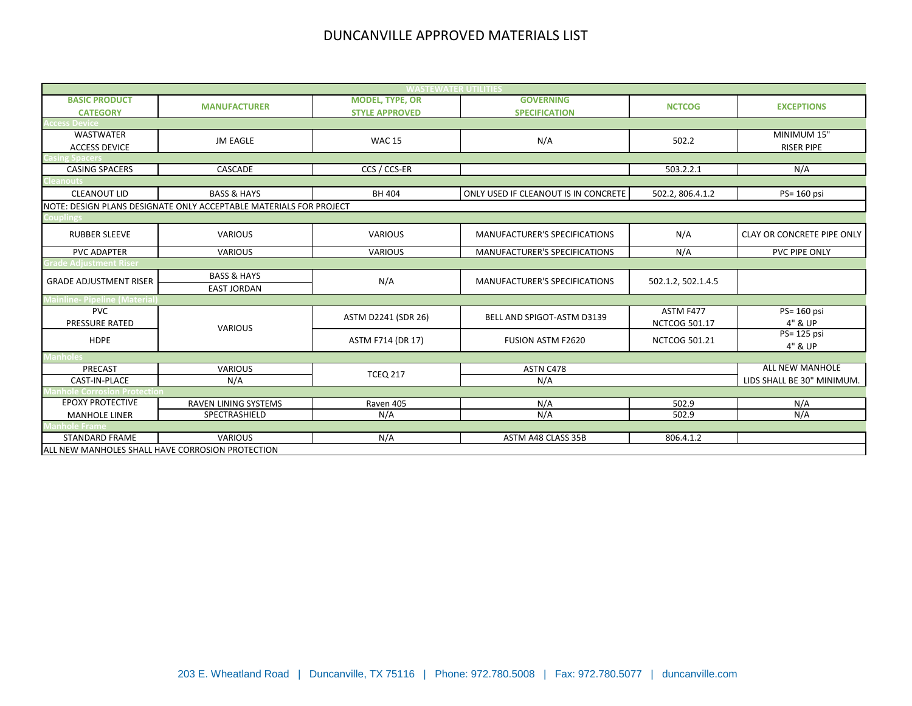# DUNCANVILLE APPROVED MATERIALS LIST

| BASIC PRODUCT CATEGORY | MANUFACTURER | MODEL, TYPE, OR STYLE APPROVED | GOVERNING SPECIFICATION | NCTCOG | EXCEPTIONS |
|---|---|---|---|---|---|
| **WASTEWATER UTILITIES** | | | | | |
| **Access Device** | | | | | |
| WASTWATER ACCESS DEVICE | JM EAGLE | WAC 15 | N/A | 502.2 | MINIMUM 15" RISER PIPE |
| **Casing Spacers** | | | | | |
| CASING SPACERS | CASCADE | CCS / CCS-ER | | 503.2.2.1 | N/A |
| **Cleanouts** | | | | | |
| CLEANOUT LID | BASS & HAYS | BH 404 | ONLY USED IF CLEANOUT IS IN CONCRETE | 502.2, 806.4.1.2 | PS= 160 psi |
| NOTE: DESIGN PLANS DESIGNATE ONLY ACCEPTABLE MATERIALS FOR PROJECT | | | | | |
| **Couplings** | | | | | |
| RUBBER SLEEVE | VARIOUS | VARIOUS | MANUFACTURER'S SPECIFICATIONS | N/A | CLAY OR CONCRETE PIPE ONLY |
| PVC ADAPTER | VARIOUS | VARIOUS | MANUFACTURER'S SPECIFICATIONS | N/A | PVC PIPE ONLY |
| **Grade Adjustment Riser** | | | | | |
| GRADE ADJUSTMENT RISER | BASS & HAYS<br>EAST JORDAN | N/A | MANUFACTURER'S SPECIFICATIONS | 502.1.2, 502.1.4.5 | |
| **Mainline- Pipeline (Material)** | | | | | |
| PVC PRESSURE RATED | VARIOUS | ASTM D2241 (SDR 26) | BELL AND SPIGOT-ASTM D3139 | ASTM F477 NCTCOG 501.17 | PS= 160 psi 4" & UP |
| HDPE | VARIOUS | ASTM F714 (DR 17) | FUSION ASTM F2620 | NCTCOG 501.21 | PS= 125 psi 4" & UP |
| **Manholes** | | | | | |
| PRECAST | VARIOUS | TCEQ 217 | ASTN C478 | | ALL NEW MANHOLE LIDS SHALL BE 30" MINIMUM. |
| CAST-IN-PLACE | N/A | TCEQ 217 | N/A | | |
| **Manhole Corrosion Protection** | | | | | |
| EPOXY PROTECTIVE MANHOLE LINER | RAVEN LINING SYSTEMS | Raven 405 | N/A | 502.9 | N/A |
| | SPECTRASHIELD | N/A | N/A | 502.9 | N/A |
| **Manhole Frame** | | | | | |
| STANDARD FRAME | VARIOUS | N/A | ASTM A48 CLASS 35B | 806.4.1.2 | |
| ALL NEW MANHOLES SHALL HAVE CORROSION PROTECTION | | | | | |

203 E. Wheatland Road | Duncanville, TX 75116 | Phone: 972.780.5008 | Fax: 972.780.5077 | duncanville.com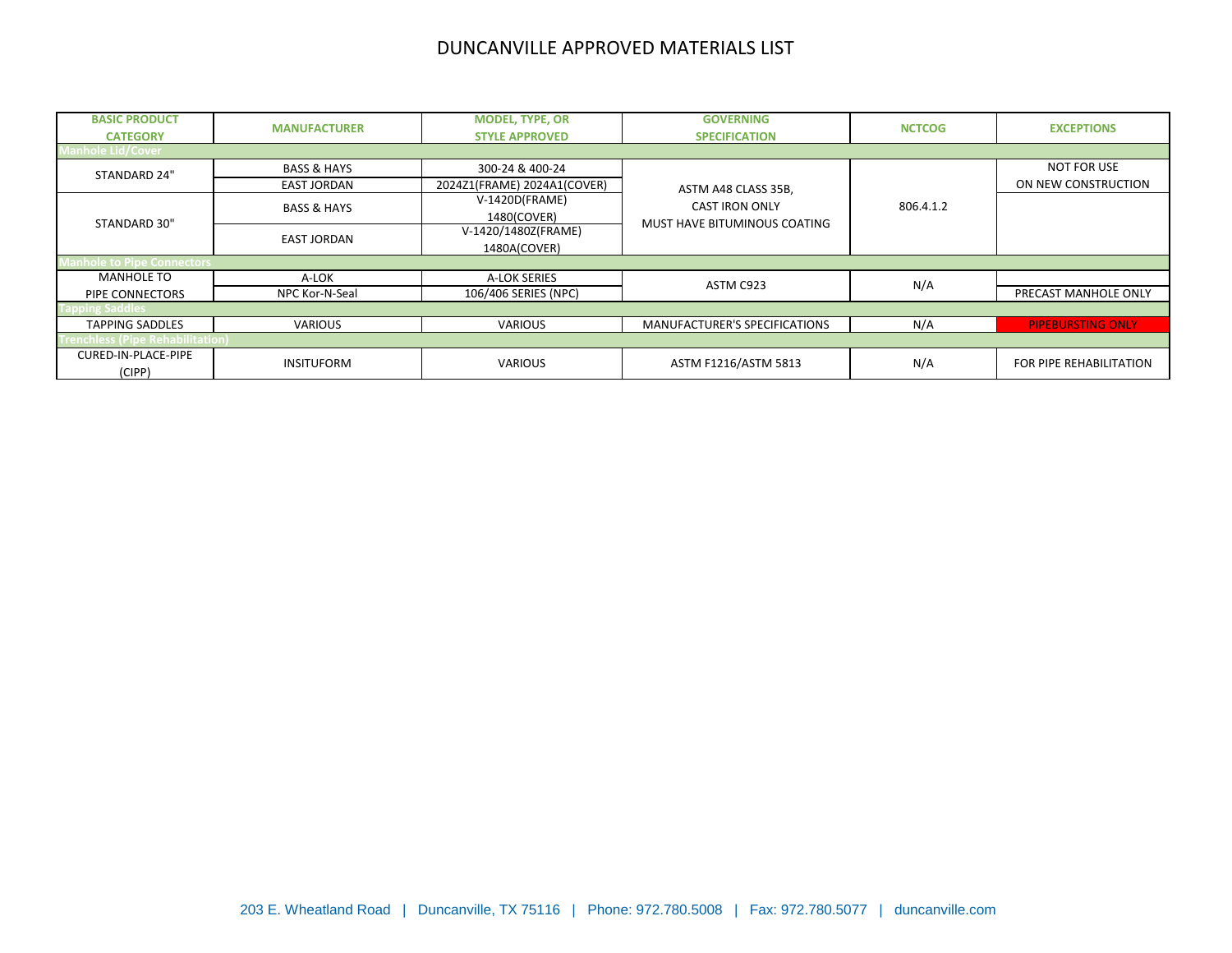# DUNCANVILLE APPROVED MATERIALS LIST

| BASIC PRODUCT CATEGORY | MANUFACTURER | MODEL, TYPE, OR STYLE APPROVED | GOVERNING SPECIFICATION | NCTCOG | EXCEPTIONS |
|---|---|---|---|---|---|
| **Manhole Lid/Cover** | | | | | |
| STANDARD 24" | BASS & HAYS | 300-24 & 400-24 | ASTM A48 CLASS 35B, CAST IRON ONLY MUST HAVE BITUMINOUS COATING | 806.4.1.2 | NOT FOR USE ON NEW CONSTRUCTION |
| | EAST JORDAN | 2024Z1(FRAME) 2024A1(COVER) | | | |
| STANDARD 30" | BASS & HAYS | V-1420D(FRAME) 1480(COVER) | | | |
| | EAST JORDAN | V-1420/1480Z(FRAME) 1480A(COVER) | | | |
| **Manhole to Pipe Connectors** | | | | | |
| MANHOLE TO PIPE CONNECTORS | A-LOK | A-LOK SERIES | ASTM C923 | N/A | |
| | NPC Kor-N-Seal | 106/406 SERIES (NPC) | | | PRECAST MANHOLE ONLY |
| **Tapping Saddles** | | | | | |
| TAPPING SADDLES | VARIOUS | VARIOUS | MANUFACTURER'S SPECIFICATIONS | N/A | PIPEBURSTING ONLY |
| **Trenchless (Pipe Rehabilitation)** | | | | | |
| CURED-IN-PLACE-PIPE (CIPP) | INSITUFORM | VARIOUS | ASTM F1216/ASTM 5813 | N/A | FOR PIPE REHABILITATION |

203 E. Wheatland Road | Duncanville, TX 75116 | Phone: 972.780.5008 | Fax: 972.780.5077 | duncanville.com